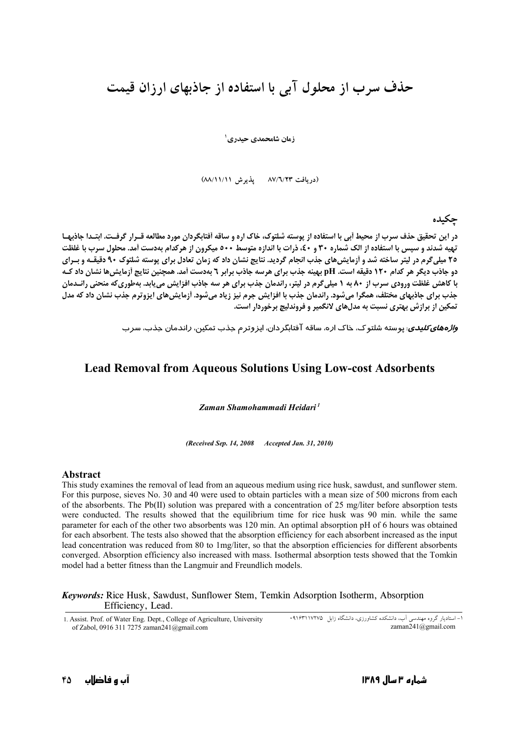# حذف سرب از محلول آبی با استفاده از جاذبهای ارزان قیمت

زمان شامحمدی حیدری[1]

(دریافت ۸۷/۶/۲۳ پذیرش ۸۸/۱۱/۱۱)

## چکیده

**در این تحقیق حذف سرب از محیط آبی با استفاده از پوسته شلتوک، خاک اره و ساقه آفتابگردان مورد مطالعه قرار گرفت. ابتدا جاذبها تهیه شدند و سپس با استفاده از الک شماره ۳۰ و ۴۰، ذرات با اندازه متوسط ۵۰۰ میکرون از هرکدام به‌دست آمد. محلول سرب با غلظت ۲۵ میلی‌گرم در لیتر ساخته شد و آزمایش‌های جذب انجام گردید. نتایج نشان داد که زمان تعادل برای پوسته شلتوک ۹۰ دقیقه و برای دو جاذب دیگر هر کدام ۱۲۰ دقیقه است. pH بهینه جذب برای هرسه جاذب برابر ۶ به‌دست آمد. همچنین نتایج آزمایش‌ها نشان داد که با کاهش غلظت ورودی سرب از ۸۰ به ۱ میلی‌گرم در لیتر، راندمان جذب برای هر سه جاذب افزایش می‌یابد. به‌طوری‌که منحنی راندمان جذب برای جاذبهای مختلف، همگرا می‌شود. راندمان جذب با افزایش جرم نیز زیاد می‌شود. آزمایش‌های ایزوترم جذب نشان داد که مدل تمکین از برازش بهتری نسبت به مدل‌های لانگمیر و فروندلیچ برخوردار است.**

***واژه‌های کلیدی:*** پوسته شلتوک، خاک اره، ساقه آفتابگردان، ایزوترم جذب تمکین، راندمان جذب، سرب

# Lead Removal from Aqueous Solutions Using Low-cost Adsorbents

*Zaman Shamohammadi Heidari[1]*

*(Received Sep. 14, 2008 Accepted Jan. 31, 2010)*

## Abstract

This study examines the removal of lead from an aqueous medium using rice husk, sawdust, and sunflower stem. For this purpose, sieves No. 30 and 40 were used to obtain particles with a mean size of 500 microns from each of the absorbents. The Pb(II) solution was prepared with a concentration of 25 mg/liter before absorption tests were conducted. The results showed that the equilibrium time for rice husk was 90 min. while the same parameter for each of the other two absorbents was 120 min. An optimal absorption pH of 6 hours was obtained for each absorbent. The tests also showed that the absorption efficiency for each absorbent increased as the input lead concentration was reduced from 80 to 1mg/liter, so that the absorption efficiencies for different absorbents converged. Absorption efficiency also increased with mass. Isothermal absorption tests showed that the Tomkin model had a better fitness than the Langmuir and Freundlich models.

***Keywords:*** Rice Husk, Sawdust, Sunflower Stem, Temkin Adsorption Isotherm, Absorption Efficiency, Lead.

---

۱- استادیار گروه مهندسی آب، دانشکده کشاورزی، دانشگاه زابل ۰۹۱۶۳۱۱۷۲۷۵ zaman241@gmail.com

1. Assist. Prof. of Water Eng. Dept., College of Agriculture, University of Zabol, 0916 311 7275 zaman241@gmail.com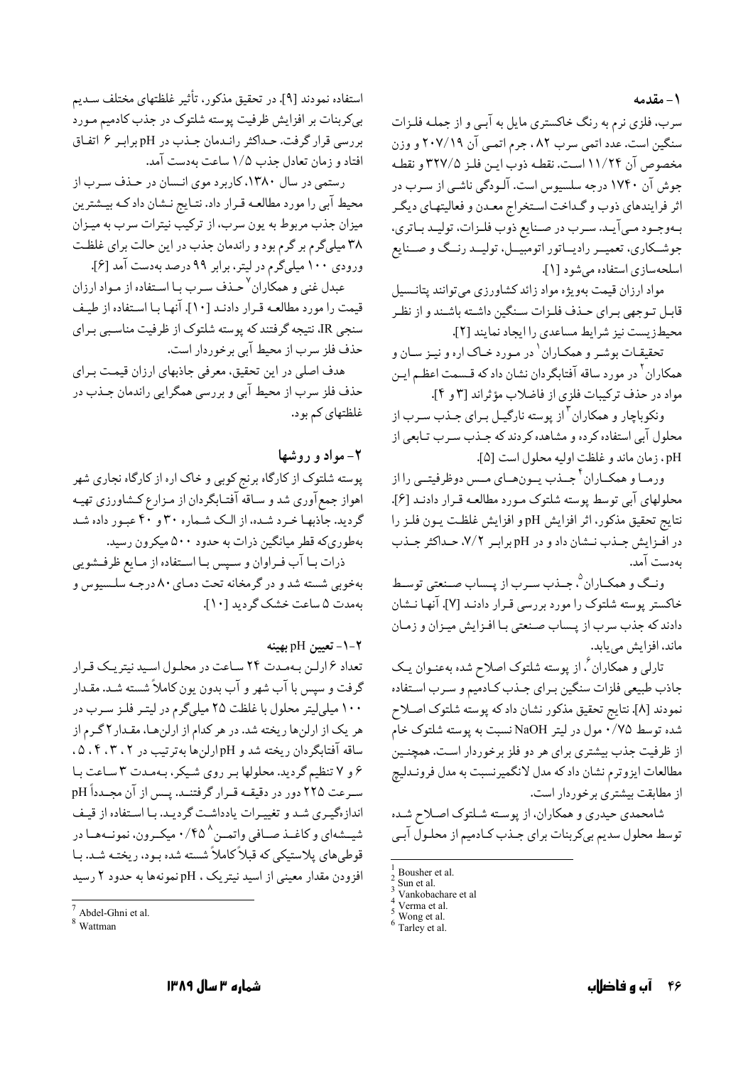## ۱- مقدمه

سرب، فلزی نرم به رنگ خاکستری مایل به آبی و از جمله فلزات سنگین است. عدد اتمی سرب ۸۲، جرم اتمی آن ۲۰۷/۱۹ و وزن مخصوص آن ۱۱/۲۴ است. نقطه ذوب این فلز ۳۲۷/۵ و نقطه جوش آن ۱۷۴۰ درجه سلسیوس است. آلودگی ناشی از سرب در اثر فرایندهای ذوب و گداخت استخراج معدن و فعالیتهای دیگر به‌وجود می‌آید. سرب در صنایع ذوب فلزات، تولید باتری، جوشکاری، تعمیر رادیاتور اتومبیل، تولید رنگ و صنایع اسلحه‌سازی استفاده می‌شود [1].

مواد ارزان قیمت به‌ویژه مواد زائد کشاورزی می‌توانند پتانسیل قابل توجهی برای حذف فلزات سنگین داشته باشند و از نظر محیط‌زیست نیز شرایط مساعدی را ایجاد نمایند [2].

تحقیقات بوشر و همکاران[1] در مورد خاک اره و نیز سان و همکاران[2] در مورد ساقه آفتابگردان نشان داد که قسمت اعظم این مواد در حذف ترکیبات فلزی از فاضلاب مؤثرند [3 و 4].

ونکوباچار و همکاران[3] از پوسته نارگیل برای جذب سرب از محلول آبی استفاده کرده و مشاهده کردند که جذب سرب تابعی از pH، زمان ماند و غلظت اولیه محلول است [5].

ورما و همکاران[4] جذب یون‌های مس دوظرفیتی را از محلولهای آبی توسط پوسته شلتوک مورد مطالعه قرار دادند [6]. نتایج تحقیق مذکور، اثر افزایش pH و افزایش غلظت یون فلز را در افزایش جذب نشان داد و در pH برابر ۷/۲، حداکثر جذب به‌دست آمد.

ونگ و همکاران[5]، جذب سرب از پساب صنعتی توسط خاکستر پوسته شلتوک را مورد بررسی قرار دادند [7]. آنها نشان دادند که جذب سرب از پساب صنعتی با افزایش میزان و زمان ماند، افزایش می‌یابد.

تارلی و همکاران[6]، از پوسته شلتوک اصلاح شده به‌عنوان یک جاذب طبیعی فلزات سنگین برای جذب کادمیم و سرب استفاده نمودند [8]. نتایج تحقیق مذکور نشان داد که پوسته شلتوک اصلاح شده توسط ۰/۷۵ مول در لیتر NaOH نسبت به پوسته شلتوک خام از ظرفیت جذب بیشتری برای هر دو فلز برخوردار است. همچنین مطالعات ایزوترم نشان داد که مدل لانگمیر نسبت به مدل فروندلیچ از مطابقت بیشتری برخوردار است.

شامحمدی حیدری و همکاران، از پوسته شلتوک اصلاح شده توسط محلول سدیم بی‌کربنات برای جذب کادمیم از محلول آبی استفاده نمودند [9]. در تحقیق مذکور، تأثیر غلظتهای مختلف سدیم بی‌کربنات بر افزایش ظرفیت پوسته شلتوک در جذب کادمیم مورد بررسی قرار گرفت. حداکثر راندمان جذب در pH برابر ۶ اتفاق افتاد و زمان تعادل جذب ۱/۵ ساعت به‌دست آمد.

رستمی در سال ۱۳۸۰، کاربرد موی انسان در حذف سرب از محیط آبی را مورد مطالعه قرار داد. نتایج نشان داد که بیشترین میزان جذب مربوط به یون سرب، از ترکیب نیترات سرب به میزان ۳۸ میلی‌گرم بر گرم بود و راندمان جذب در این حالت برای غلظت ورودی ۱۰۰ میلی‌گرم در لیتر، برابر ۹۹ درصد به‌دست آمد [6].

عبدل غنی و همکاران[7] حذف سرب با استفاده از مواد ارزان قیمت را مورد مطالعه قرار دادند [10]. آنها با استفاده از طیف سنجی IR، نتیجه گرفتند که پوسته شلتوک از ظرفیت مناسبی برای حذف فلز سرب از محیط آبی برخوردار است.

هدف اصلی در این تحقیق، معرفی جاذبهای ارزان قیمت برای حذف فلز سرب از محیط آبی و بررسی همگرایی راندمان جذب در غلظتهای کم بود.

## ۲- مواد و روشها

پوسته شلتوک از کارگاه برنج کوبی و خاک اره از کارگاه نجاری شهر اهواز جمع‌آوری شد و ساقه آفتابگردان از مزارع کشاورزی تهیه گردید. جاذبها خرد شده، از الک شماره ۳۰ و ۴۰ عبور داده شد به‌طوری‌که قطر میانگین ذرات به حدود ۵۰۰ میکرون رسید.

ذرات با آب فراوان و سپس با استفاده از مایع ظرفشویی به‌خوبی شسته شد و در گرمخانه تحت دمای ۸۰ درجه سلسیوس و به‌مدت ۵ ساعت خشک گردید [10].

### ۲-۱- تعیین pH بهینه

تعداد ۶ ارلن به‌مدت ۲۴ ساعت در محلول اسید نیتریک قرار گرفت و سپس با آب شهر و آب بدون یون کاملاً شسته شد. مقدار ۱۰۰ میلی‌لیتر محلول با غلظت ۲۵ میلی‌گرم در لیتر فلز سرب در هر یک از ارلن‌ها ریخته شد. در هر کدام از ارلن‌ها، مقدار ۲ گرم از ساقه آفتابگردان ریخته شد و pH ارلن‌ها به‌ترتیب در ۲، ۳، ۴، ۵، ۶ و ۷ تنظیم گردید. محلولها بر روی شیکر، به‌مدت ۳ ساعت با سرعت ۲۲۵ دور در دقیقه قرار گرفتند. پس از آن مجدداً pH اندازه‌گیری شد و تغییرات یادداشت گردید. با استفاده از قیف شیشه‌ای و کاغذ صافی واتمن[8] ۰/۴۵ میکرون، نمونه‌ها در قوطی‌های پلاستیکی که قبلاً کاملاً شسته شده بود، ریخته شد. با افزودن مقدار معینی از اسید نیتریک، pH نمونه‌ها به حدود ۲ رسید

---

[1] Bousher et al.
[2] Sun et al.
[3] Vankobachare et al
[4] Verma et al.
[5] Wong et al.
[6] Tarley et al.
[7] Abdel-Ghni et al.
[8] Wattman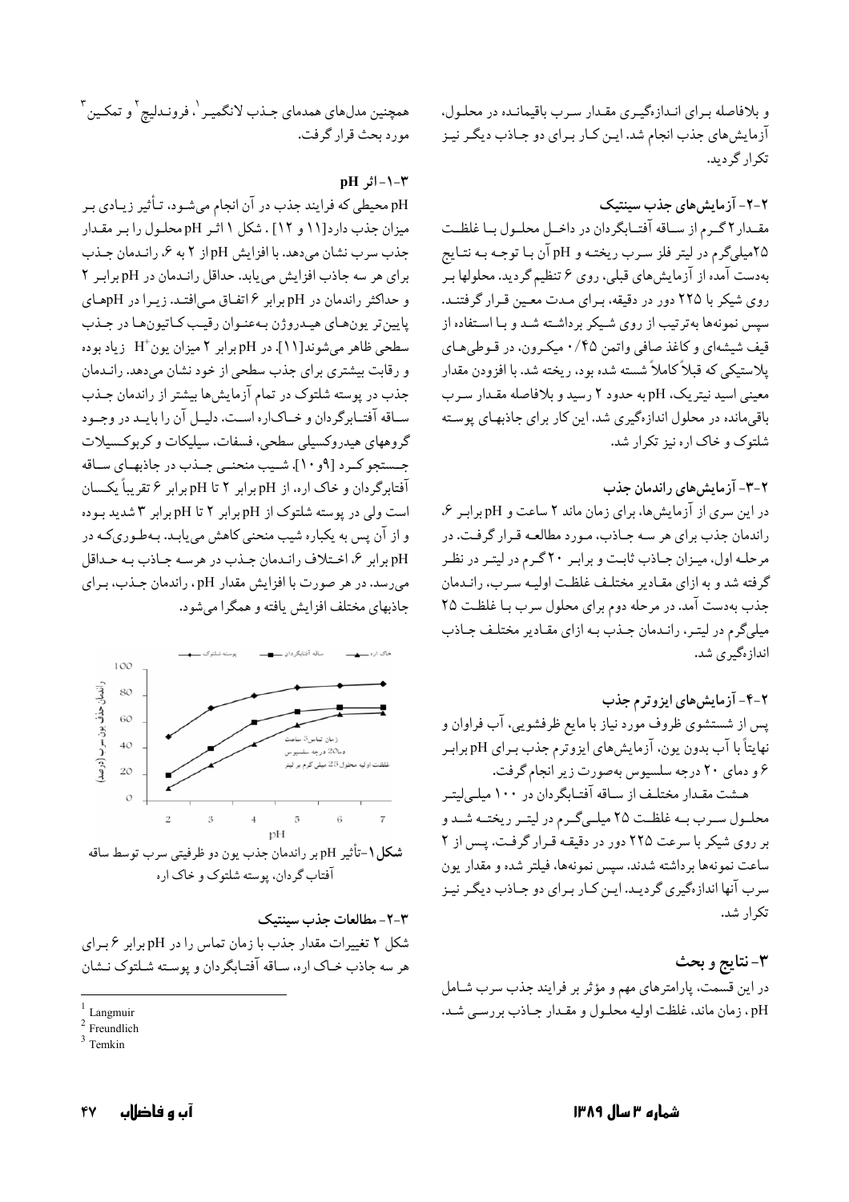و بلافاصله برای اندازه‌گیری مقدار سرب باقیمانده در محلول، آزمایش‌های جذب انجام شد. این کار برای دو جاذب دیگر نیز تکرار گردید.

### ۲-۲- آزمایش‌های جذب سینتیک

مقدار ۲ گرم از ساقه آفتابگردان در داخل محلول با غلظت ۲۵میلی‌گرم در لیتر فلز سرب ریخته و pH آن با توجه به نتایج به‌دست آمده از آزمایش‌های قبلی، روی ۶ تنظیم گردید. محلولها بر روی شیکر با ۲۲۵ دور در دقیقه، برای مدت معین قرار گرفتند. سپس نمونه‌ها به‌ترتیب از روی شیکر برداشته شد و با استفاده از قیف شیشه‌ای و کاغذ صافی واتمن ۰/۴۵ میکرون، در قوطی‌های پلاستیکی که قبلاً کاملاً شسته شده بود، ریخته شد. با افزودن مقدار معینی اسید نیتریک، pH به حدود ۲ رسید و بلافاصله مقدار سرب باقی‌مانده در محلول اندازه‌گیری شد. این کار برای جاذبهای پوسته شلتوک و خاک اره نیز تکرار شد.

### ۲-۳- آزمایش‌های راندمان جذب

در این سری از آزمایش‌ها، برای زمان ماند ۲ ساعت و pH برابر ۶، راندمان جذب برای هر سه جاذب، مورد مطالعه قرار گرفت. در مرحله اول، میزان جاذب ثابت و برابر ۲۰ گرم در لیتر در نظر گرفته شد و به ازای مقادیر مختلف غلظت اولیه سرب، راندمان جذب به‌دست آمد. در مرحله دوم برای محلول سرب با غلظت ۲۵ میلی‌گرم در لیتر، راندمان جذب به ازای مقادیر مختلف جاذب اندازه‌گیری شد.

### ۲-۴- آزمایش‌های ایزوترم جذب

پس از شستشوی ظروف مورد نیاز با مایع ظرفشویی، آب فراوان و نهایتاً با آب بدون یون، آزمایش‌های ایزوترم جذب برای pH برابر ۶ و دمای ۲۰ درجه سلسیوس به‌صورت زیر انجام گرفت.

هشت مقدار مختلف از ساقه آفتابگردان در ۱۰۰ میلی‌لیتر محلول سرب به غلظت ۲۵ میلی‌گرم در لیتر ریخته شد و بر روی شیکر با سرعت ۲۲۵ دور در دقیقه قرار گرفت. پس از ۲ ساعت نمونه‌ها برداشته شدند. سپس نمونه‌ها، فیلتر شده و مقدار یون سرب آنها اندازه‌گیری گردید. این کار برای دو جاذب دیگر نیز تکرار شد.

## ۳- نتایج و بحث

در این قسمت، پارامترهای مهم و مؤثر بر فرایند جذب سرب شامل pH، زمان ماند، غلظت اولیه محلول و مقدار جاذب بررسی شد. همچنین مدل‌های همدمای جذب لانگمیر[1]، فروندلیچ[2] و تمکین[3] مورد بحث قرار گرفت.

### ۳-۱- اثر pH

pH محیطی که فرایند جذب در آن انجام می‌شود، تأثیر زیادی بر میزان جذب دارد[۱۱ و ۱۲] . شکل ۱ اثر pH محلول را بر مقدار جذب سرب نشان می‌دهد. با افزایش pH از ۲ به ۶، راندمان جذب برای هر سه جاذب افزایش می‌یابد. حداقل راندمان در pH برابر ۲ و حداکثر راندمان در pH برابر ۶ اتفاق می‌افتد. زیرا در pHهای پایین‌تر یون‌های هیدروژن به‌عنوان رقیب کاتیون‌ها در جذب سطحی ظاهر می‌شوند[۱۱]. در pH برابر ۲ میزان یون $H^+$ زیاد بوده و رقابت بیشتری برای جذب سطحی از خود نشان می‌دهد. راندمان جذب در پوسته شلتوک در تمام آزمایش‌ها بیشتر از راندمان جذب ساقه آفتابگردان و خاک‌اره است. دلیل آن را باید در وجود گروههای هیدروکسیلی سطحی، فسفات، سیلیکات و کربوکسیلات جستجو کرد [۹و۱۰]. شیب منحنی جذب در جاذبهای ساقه آفتابگردان و خاک اره، از pH برابر ۲ تا pH برابر ۶ تقریباً یکسان است ولی در پوسته شلتوک از pH برابر ۲ تا pH برابر ۳ شدید بوده و از آن پس به یکباره شیب منحنی کاهش می‌یابد. به‌طوری‌که در pH برابر ۶، اختلاف راندمان جذب در هرسه جاذب به حداقل می‌رسد. در هر صورت با افزایش مقدار pH ، راندمان جذب، برای جاذبهای مختلف افزایش یافته و همگرا می‌شود.

**شکل ۱**-تأثیر pH بر راندمان جذب یون دو ظرفیتی سرب توسط ساقه آفتاب گردان، پوسته شلتوک و خاک اره

### ۳-۲- مطالعات جذب سینتیک

شکل ۲ تغییرات مقدار جذب با زمان تماس را در pH برابر ۶ برای هر سه جاذب خاک اره، ساقه آفتابگردان و پوسته شلتوک نشان

---

[1] Langmuir
[2] Freundlich
[3] Temkin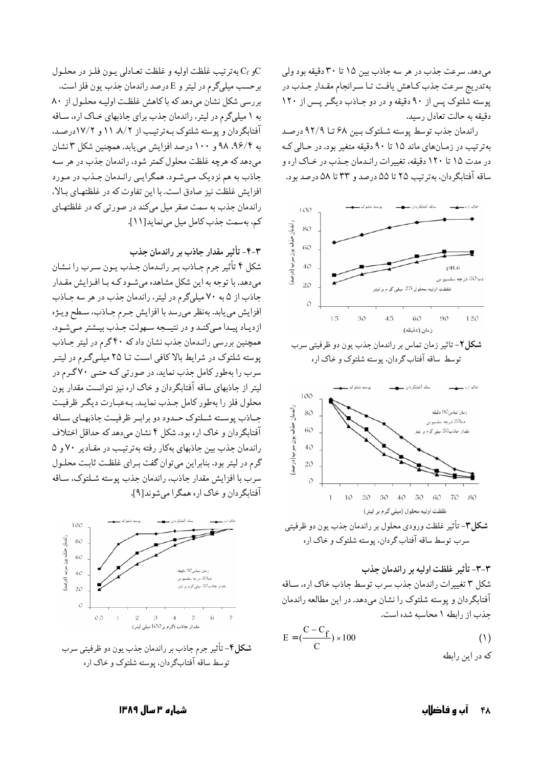می‌دهد. سرعت جذب در هر سه جاذب بین ۱۵ تا ۳۰ دقیقه بود ولی به‌تدریج سرعت جذب کاهش یافت تا سرانجام مقدار جذب در پوسته شلتوک پس از ۹۰ دقیقه و در دو جاذب دیگر پس از ۱۲۰ دقیقه به حالت تعادل رسید.

راندمان جذب توسط پوسته شلتوک بین ۶۸ تا ۹۲/۹ درصد به‌ترتیب در زمان‌های ماند ۱۵ تا ۹۰ دقیقه متغیر بود. در حالی که در مدت ۱۵ تا ۱۲۰ دقیقه، تغییرات راندمان جذب در خاک اره و ساقه آفتابگردان، به‌ترتیب ۲۵ تا ۵۵ درصد و ۳۳ تا ۵۸ درصد بود.

**شکل ۲**- تاثیر زمان تماس بر راندمان جذب یون دو ظرفیتی سرب توسط ساقه آفتاب گردان، پوسته شلتوک و خاک اره

**شکل ۳**- تأثیر غلظت ورودی محلول بر راندمان جذب یون دو ظرفیتی سرب توسط ساقه آفتاب گردان، پوسته شلتوک و خاک اره

### ۳-۳- تأثیر غلظت اولیه بر راندمان جذب

شکل ۳ تغییرات راندمان جذب سرب توسط جاذب خاک اره، ساقه آفتابگردان و پوسته شلتوک را نشان می‌دهد. در این مطالعه راندمان جذب از رابطه ۱ محاسبه شده است.

$$E = \left(\frac{C - C_f}{C}\right) \times 100 \qquad (1)$$

که در این رابطه

$C$ و $C_f$ به‌ترتیب غلظت اولیه و غلظت تعادلی یون فلز در محلول برحسب میلی‌گرم در لیتر و $E$ درصد راندمان جذب یون فلز است. بررسی شکل نشان می‌دهد که با کاهش غلظت اولیه محلول از ۸۰ به ۱ میلی‌گرم در لیتر، راندمان جذب برای جاذبهای خاک اره، ساقه آفتابگردان و پوسته شلتوک به‌ترتیب از ۸/۲، ۱۱ و ۱۷/۲ درصد، به ۹۶/۴، ۹۸ و ۱۰۰ درصد افزایش می‌یابد. همچنین شکل ۳ نشان می‌دهد که هرچه غلظت محلول کمتر شود، راندمان جذب در سه جاذب به هم نزدیک می‌شود. همگرایی راندمان جذب در مورد افزایش غلظت نیز صادق است. با این تفاوت که در غلظتهای بالا، راندمان جذب به سمت صفر میل می‌کند در صورتی که در غلظتهای کم، به‌سمت جذب کامل میل می‌نماید[11].

### ۳-۴- تأثیر مقدار جاذب بر راندمان جذب

شکل ۴ تأثیر جرم جاذب بر راندمان جذب یون سرب را نشان می‌دهد. با توجه به این شکل مشاهده می‌شود که با افزایش مقدار جاذب از ۵ به ۷۰ میلی‌گرم در لیتر، راندمان جذب در هر سه جاذب افزایش می‌یابد. به‌نظر می‌رسد با افزایش جرم جاذب، سطح ویژه ازدیاد پیدا می‌کند و در نتیجه سهولت جذب بیشتر می‌شود. همچنین بررسی راندمان جذب نشان داد که ۴۰ گرم در لیتر جاذب پوسته شلتوک در شرایط بالا کافی است تا ۲۵ میلی‌گرم در لیتر سرب را به‌طور کامل جذب نماید. در صورتی که حتی ۷۰ گرم در لیتر از جاذبهای ساقه آفتابگردان و خاک اره نیز نتوانست مقدار یون محلول فلز را به‌طور کامل جذب نماید. به‌عبارت دیگر ظرفیت جاذب پوسته شلتوک حدود دو برابر ظرفیت جاذبهای ساقه آفتابگردان و خاک اره بود. شکل ۴ نشان می‌دهد که حداقل اختلاف راندمان جذب بین جاذبهای به‌کار رفته به‌ترتیب در مقادیر ۷۰ و ۵ گرم در لیتر بود. بنابراین می‌توان گفت برای غلظت ثابت محلول سرب با افزایش مقدار جاذب، راندمان جذب پوسته شلتوک، ساقه آفتابگردان و خاک اره همگرا می‌شوند[9].

**شکل ۴**- تأثیر جرم جاذب بر راندمان جذب یون دو ظرفیتی سرب توسط ساقه آفتابگردان، پوسته شلتوک و خاک اره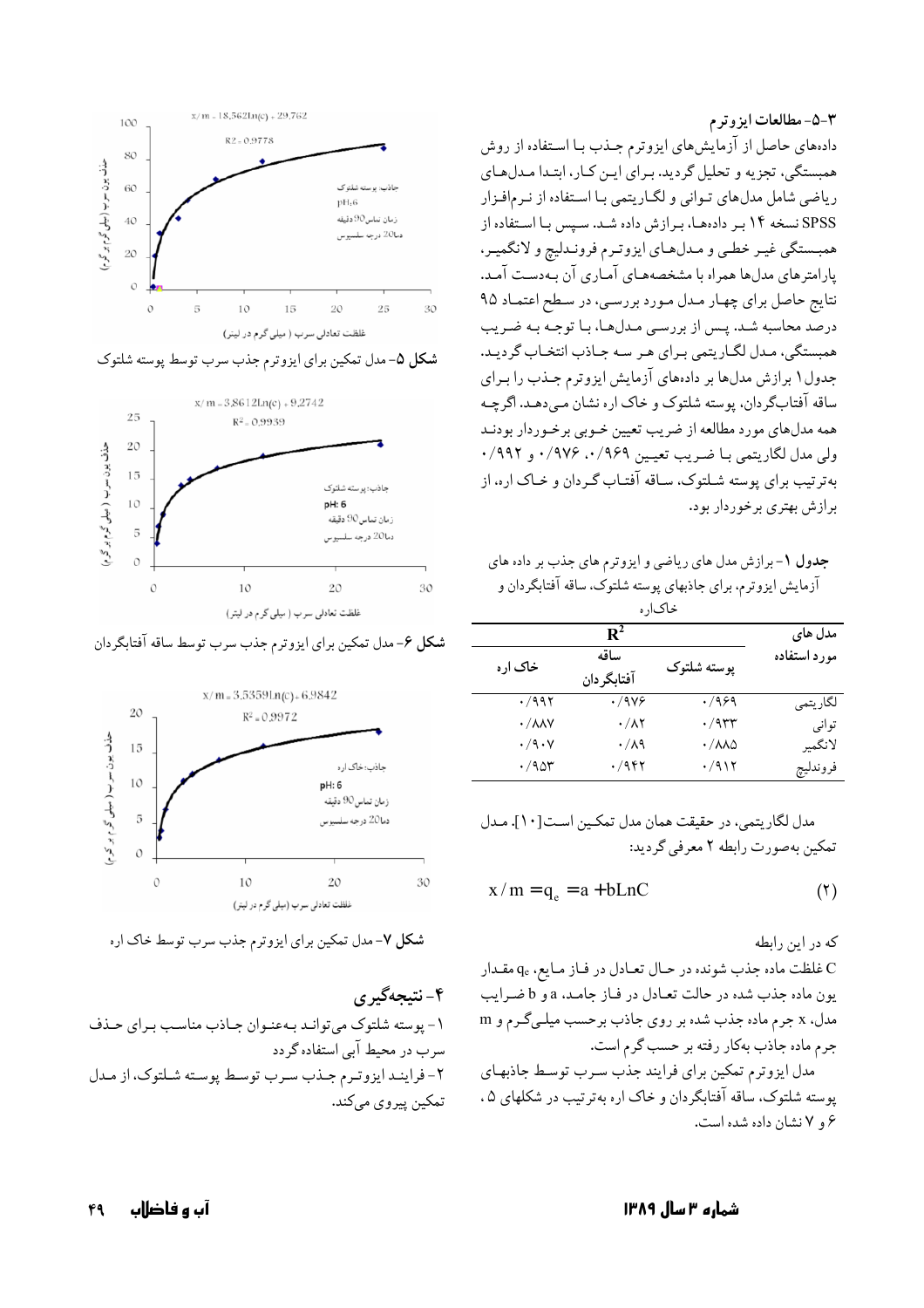### ۳-۵- مطالعات ایزوترم

داده‌های حاصل از آزمایش‌های ایزوترم جذب با استفاده از روش همبستگی، تجزیه و تحلیل گردید. برای این کار، ابتدا مدل‌های ریاضی شامل مدل‌های توانی و لگاریتمی با استفاده از نرم‌افزار SPSS نسخه ۱۴ بر داده‌ها، برازش داده شد. سپس با استفاده از همبستگی غیر خطی و مدل‌های ایزوترم فروندلیچ و لانگمیر، پارامترهای مدل‌ها همراه با مشخصه‌های آماری آن به‌دست آمد. نتایج حاصل برای چهار مدل مورد بررسی، در سطح اعتماد ۹۵ درصد محاسبه شد. پس از بررسی مدل‌ها، با توجه به ضریب همبستگی، مدل لگاریتمی برای هر سه جاذب انتخاب گردید. جدول۱ برازش مدل‌ها بر داده‌های آزمایش ایزوترم جذب را برای ساقه آفتابگردان، پوسته شلتوک و خاک اره نشان می‌دهد. اگرچه همه مدل‌های مورد مطالعه از ضریب تعیین خوبی برخوردار بودند ولی مدل لگاریتمی با ضریب تعیین ۰/۹۶۹، ۰/۹۷۶ و ۰/۹۹۲ به‌ترتیب برای پوسته شلتوک، ساقه آفتاب گردان و خاک اره، از برازش بهتری برخوردار بود.

**جدول ۱**- برازش مدل های ریاضی و ایزوترم های جذب بر داده های آزمایش ایزوترم، برای جاذبهای پوسته شلتوک، ساقه آفتابگردان و خاک‌اره

| مدل های مورد استفاده | $R^2$ | | |
|---|---|---|---|
| | پوسته شلتوک | ساقه آفتابگردان | خاک اره |
| لگاریتمی | ۰/۹۶۹ | ۰/۹۷۶ | ۰/۹۹۲ |
| توانی | ۰/۹۳۳ | ۰/۸۲ | ۰/۸۸۷ |
| لانگمیر | ۰/۸۸۵ | ۰/۸۹ | ۰/۹۰۷ |
| فروندلیچ | ۰/۹۱۲ | ۰/۹۴۲ | ۰/۹۵۳ |

مدل لگاریتمی، در حقیقت همان مدل تمکین است[۱۰]. مدل تمکین به‌صورت رابطه ۲ معرفی گردید:

$$x/m = q_e = a + b\text{Ln}C \qquad (2)$$

که در این رابطه

C غلظت ماده جذب شونده در حال تعادل در فاز مایع، $q_e$ مقدار یون ماده جذب شده در حالت تعادل در فاز جامد، a و b ضرایب مدل، x جرم ماده جذب شده بر روی جاذب برحسب میلی‌گرم و m جرم ماده جاذب بکار رفته بر حسب گرم است.

مدل ایزوترم تمکین برای فرایند جذب سرب توسط جاذبهای پوسته شلتوک، ساقه آفتابگردان و خاک اره به‌ترتیب در شکلهای ۵، ۶ و ۷ نشان داده شده است.

**شکل ۵**- مدل تمکین برای ایزوترم جذب سرب توسط پوسته شلتوک

**شکل ۶**- مدل تمکین برای ایزوترم جذب سرب توسط ساقه آفتابگردان

**شکل ۷**- مدل تمکین برای ایزوترم جذب سرب توسط خاک اره

## ۴- نتیجه‌گیری

۱- پوسته شلتوک می‌تواند به‌عنوان جاذب مناسب برای حذف سرب در محیط آبی استفاده گردد

۲- فرایند ایزوترم جذب سرب توسط پوسته شلتوک، از مدل تمکین پیروی می‌کند.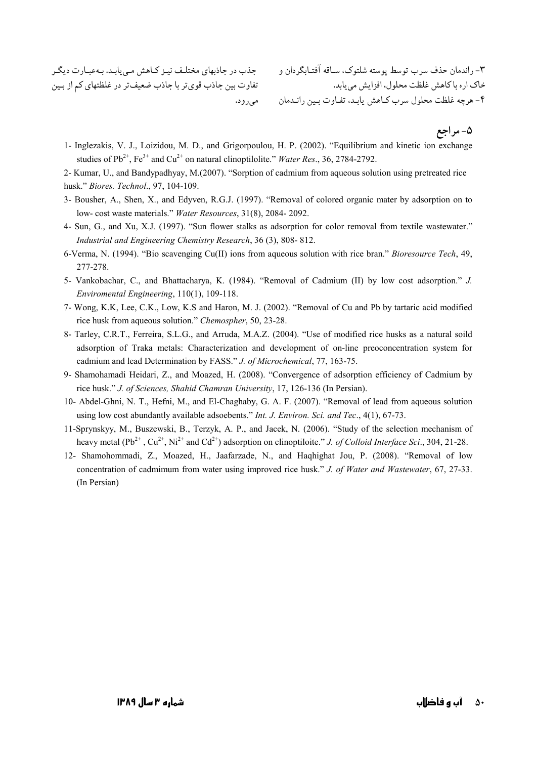۳- راندمان حذف سرب توسط پوسته شلتوک، ساقه آفتابگردان و خاک اره با کاهش غلظت محلول، افزایش می‌یابد.

۴- هرچه غلظت محلول سرب کاهش یابد، تفاوت بین راندمان جذب در جاذبهای مختلف نیز کاهش می‌یابد. به‌عبارت دیگر تفاوت بین جاذب قوی‌تر با جاذب ضعیف‌تر در غلظتهای کم از بین می‌رود.

## ۵- مراجع

1- Inglezakis, V. J., Loizidou, M. D., and Grigorpoulou, H. P. (2002). "Equilibrium and kinetic ion exchange studies of $Pb^{2+}$, $Fe^{3+}$ and $Cu^{2+}$ on natural clinoptilolite." *Water Res*., 36, 2784-2792.

2- Kumar, U., and Bandypadhyay, M.(2007). "Sorption of cadmium from aqueous solution using pretreated rice husk." *Biores. Technol*., 97, 104-109.

3- Bousher, A., Shen, X., and Edyven, R.G.J. (1997). "Removal of colored organic mater by adsorption on to low- cost waste materials." *Water Resources*, 31(8), 2084- 2092.

4- Sun, G., and Xu, X.J. (1997). "Sun flower stalks as adsorption for color removal from textile wastewater." *Industrial and Engineering Chemistry Research*, 36 (3), 808- 812.

6-Verma, N. (1994). "Bio scavenging Cu(II) ions from aqueous solution with rice bran." *Bioresource Tech*, 49, 277-278.

5- Vankobachar, C., and Bhattacharya, K. (1984). "Removal of Cadmium (II) by low cost adsorption." *J. Enviromental Engineering*, 110(1), 109-118.

7- Wong, K.K, Lee, C.K., Low, K.S and Haron, M. J. (2002). "Removal of Cu and Pb by tartaric acid modified rice husk from aqueous solution." *Chemospher*, 50, 23-28.

8- Tarley, C.R.T., Ferreira, S.L.G., and Arruda, M.A.Z. (2004). "Use of modified rice husks as a natural soild adsorption of Traka metals: Characterization and development of on-line preoconcentration system for cadmium and lead Determination by FASS." *J. of Microchemical*, 77, 163-75.

9- Shamohamadi Heidari, Z., and Moazed, H. (2008). "Convergence of adsorption efficiency of Cadmium by rice husk." *J. of Sciences, Shahid Chamran University*, 17, 126-136 (In Persian).

10- Abdel-Ghni, N. T., Hefni, M., and El-Chaghaby, G. A. F. (2007). "Removal of lead from aqueous solution using low cost abundantly available adsoebents." *Int. J. Environ. Sci. and Tec*., 4(1), 67-73.

11-Sprynskyy, M., Buszewski, B., Terzyk, A. P., and Jacek, N. (2006). "Study of the selection mechanism of heavy metal ($Pb^{2+}$ , $Cu^{2+}$, $Ni^{2+}$ and $Cd^{2+}$) adsorption on clinoptiloite." *J. of Colloid Interface Sci*., 304, 21-28.

12- Shamohommadi, Z., Moazed, H., Jaafarzade, N., and Haqhighat Jou, P. (2008). "Removal of low concentration of cadmimum from water using improved rice husk." *J. of Water and Wastewater*, 67, 27-33. (In Persian)